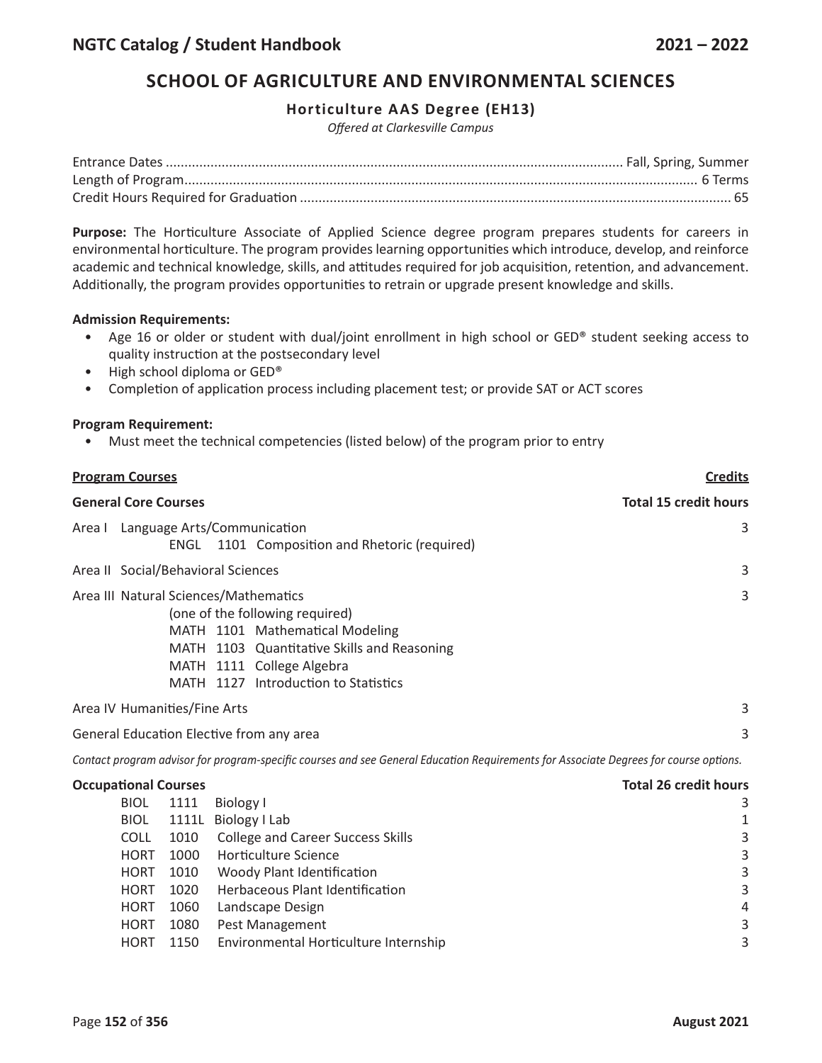# SCHOOL OF AGRICULTURE AND ENVIRONMENTAL SCIENCES

## Horticulture AAS Degree (EH13)

*Offered at Clarkesville Campus*

Entrance Dates .......... Fall, Spring, Summer
Length of Program .......... 6 Terms
Credit Hours Required for Graduation .......... 65

**Purpose:** The Horticulture Associate of Applied Science degree program prepares students for careers in environmental horticulture. The program provides learning opportunities which introduce, develop, and reinforce academic and technical knowledge, skills, and attitudes required for job acquisition, retention, and advancement. Additionally, the program provides opportunities to retrain or upgrade present knowledge and skills.

**Admission Requirements:**

- Age 16 or older or student with dual/joint enrollment in high school or GED® student seeking access to quality instruction at the postsecondary level
- High school diploma or GED®
- Completion of application process including placement test; or provide SAT or ACT scores

**Program Requirement:**

- Must meet the technical competencies (listed below) of the program prior to entry

| **Program Courses** | **Credits** |
|---|---|
| **General Core Courses** | **Total 15 credit hours** |
| Area I Language Arts/Communication<br>ENGL 1101 Composition and Rhetoric (required) | 3 |
| Area II Social/Behavioral Sciences | 3 |
| Area III Natural Sciences/Mathematics<br>(one of the following required)<br>MATH 1101 Mathematical Modeling<br>MATH 1103 Quantitative Skills and Reasoning<br>MATH 1111 College Algebra<br>MATH 1127 Introduction to Statistics | 3 |
| Area IV Humanities/Fine Arts | 3 |
| General Education Elective from any area | 3 |

*Contact program advisor for program-specific courses and see General Education Requirements for Associate Degrees for course options.*

| **Occupational Courses** | | | **Total 26 credit hours** |
|---|---|---|---|
| BIOL | 1111 | Biology I | 3 |
| BIOL | 1111L | Biology I Lab | 1 |
| COLL | 1010 | College and Career Success Skills | 3 |
| HORT | 1000 | Horticulture Science | 3 |
| HORT | 1010 | Woody Plant Identification | 3 |
| HORT | 1020 | Herbaceous Plant Identification | 3 |
| HORT | 1060 | Landscape Design | 4 |
| HORT | 1080 | Pest Management | 3 |
| HORT | 1150 | Environmental Horticulture Internship | 3 |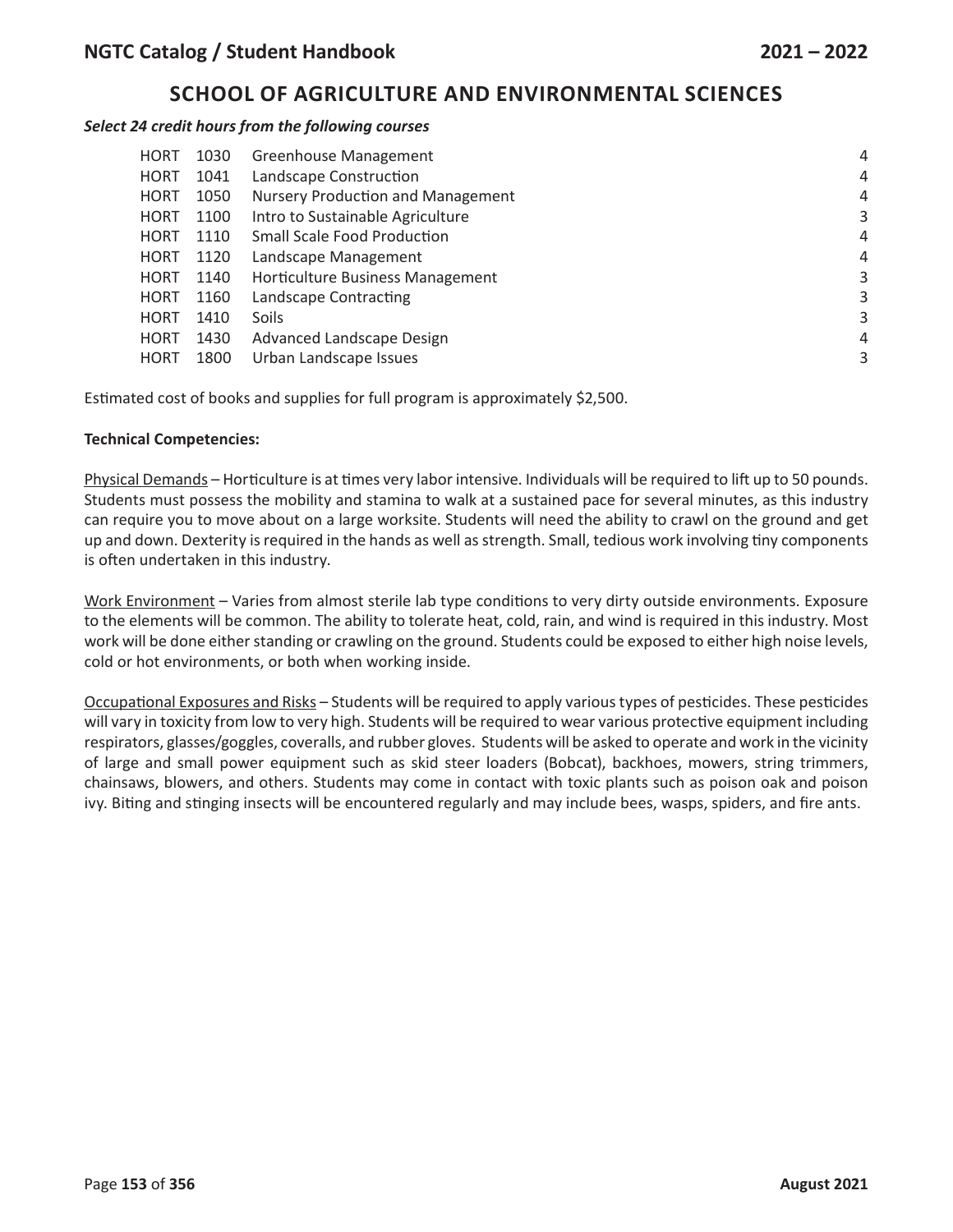## SCHOOL OF AGRICULTURE AND ENVIRONMENTAL SCIENCES

***Select 24 credit hours from the following courses***

| | | | |
|---|---|---|---|
| HORT | 1030 | Greenhouse Management | 4 |
| HORT | 1041 | Landscape Construction | 4 |
| HORT | 1050 | Nursery Production and Management | 4 |
| HORT | 1100 | Intro to Sustainable Agriculture | 3 |
| HORT | 1110 | Small Scale Food Production | 4 |
| HORT | 1120 | Landscape Management | 4 |
| HORT | 1140 | Horticulture Business Management | 3 |
| HORT | 1160 | Landscape Contracting | 3 |
| HORT | 1410 | Soils | 3 |
| HORT | 1430 | Advanced Landscape Design | 4 |
| HORT | 1800 | Urban Landscape Issues | 3 |

Estimated cost of books and supplies for full program is approximately $2,500.

**Technical Competencies:**

Physical Demands – Horticulture is at times very labor intensive. Individuals will be required to lift up to 50 pounds. Students must possess the mobility and stamina to walk at a sustained pace for several minutes, as this industry can require you to move about on a large worksite. Students will need the ability to crawl on the ground and get up and down. Dexterity is required in the hands as well as strength. Small, tedious work involving tiny components is often undertaken in this industry.

Work Environment – Varies from almost sterile lab type conditions to very dirty outside environments. Exposure to the elements will be common. The ability to tolerate heat, cold, rain, and wind is required in this industry. Most work will be done either standing or crawling on the ground. Students could be exposed to either high noise levels, cold or hot environments, or both when working inside.

Occupational Exposures and Risks – Students will be required to apply various types of pesticides. These pesticides will vary in toxicity from low to very high. Students will be required to wear various protective equipment including respirators, glasses/goggles, coveralls, and rubber gloves. Students will be asked to operate and work in the vicinity of large and small power equipment such as skid steer loaders (Bobcat), backhoes, mowers, string trimmers, chainsaws, blowers, and others. Students may come in contact with toxic plants such as poison oak and poison ivy. Biting and stinging insects will be encountered regularly and may include bees, wasps, spiders, and fire ants.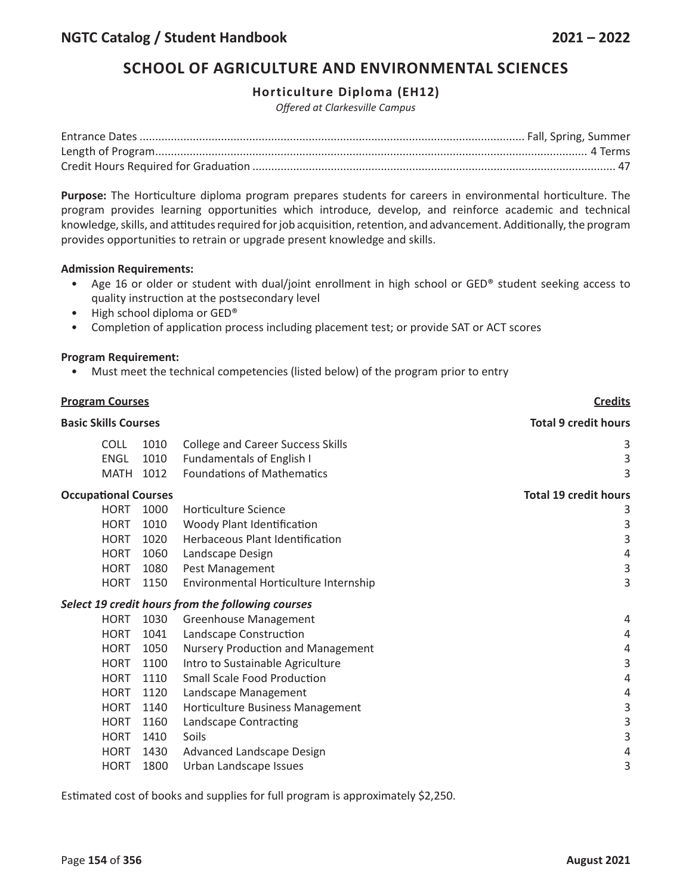## SCHOOL OF AGRICULTURE AND ENVIRONMENTAL SCIENCES

### Horticulture Diploma (EH12)

*Offered at Clarkesville Campus*

Entrance Dates .......... Fall, Spring, Summer
Length of Program .......... 4 Terms
Credit Hours Required for Graduation .......... 47

**Purpose:** The Horticulture diploma program prepares students for careers in environmental horticulture. The program provides learning opportunities which introduce, develop, and reinforce academic and technical knowledge, skills, and attitudes required for job acquisition, retention, and advancement. Additionally, the program provides opportunities to retrain or upgrade present knowledge and skills.

**Admission Requirements:**

- Age 16 or older or student with dual/joint enrollment in high school or GED® student seeking access to quality instruction at the postsecondary level
- High school diploma or GED®
- Completion of application process including placement test; or provide SAT or ACT scores

**Program Requirement:**

- Must meet the technical competencies (listed below) of the program prior to entry

| **Program Courses** | | | **Credits** |
|---|---|---|---|
| **Basic Skills Courses** | | | **Total 9 credit hours** |
| COLL | 1010 | College and Career Success Skills | 3 |
| ENGL | 1010 | Fundamentals of English I | 3 |
| MATH | 1012 | Foundations of Mathematics | 3 |
| **Occupational Courses** | | | **Total 19 credit hours** |
| HORT | 1000 | Horticulture Science | 3 |
| HORT | 1010 | Woody Plant Identification | 3 |
| HORT | 1020 | Herbaceous Plant Identification | 3 |
| HORT | 1060 | Landscape Design | 4 |
| HORT | 1080 | Pest Management | 3 |
| HORT | 1150 | Environmental Horticulture Internship | 3 |
| ***Select 19 credit hours from the following courses*** | | | |
| HORT | 1030 | Greenhouse Management | 4 |
| HORT | 1041 | Landscape Construction | 4 |
| HORT | 1050 | Nursery Production and Management | 4 |
| HORT | 1100 | Intro to Sustainable Agriculture | 3 |
| HORT | 1110 | Small Scale Food Production | 4 |
| HORT | 1120 | Landscape Management | 4 |
| HORT | 1140 | Horticulture Business Management | 3 |
| HORT | 1160 | Landscape Contracting | 3 |
| HORT | 1410 | Soils | 3 |
| HORT | 1430 | Advanced Landscape Design | 4 |
| HORT | 1800 | Urban Landscape Issues | 3 |

Estimated cost of books and supplies for full program is approximately $2,250.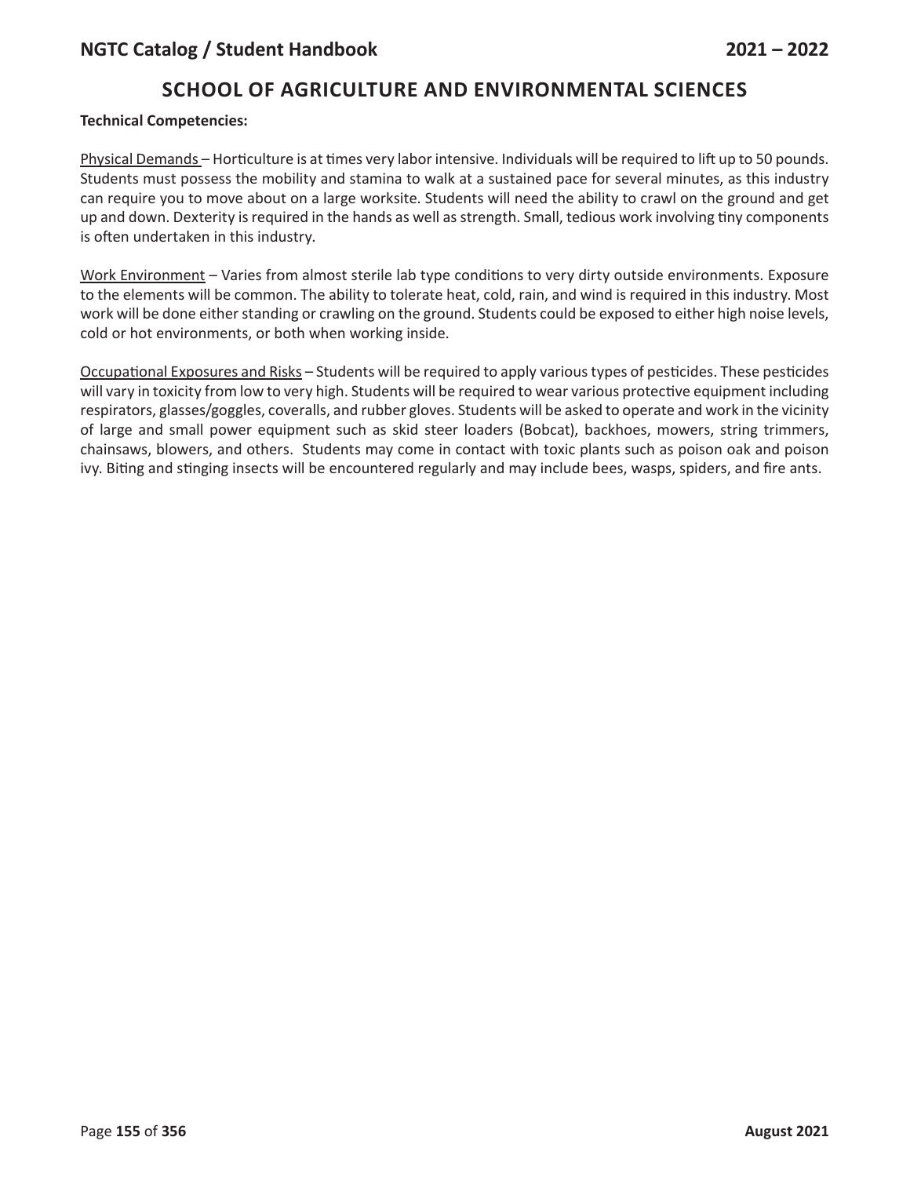## SCHOOL OF AGRICULTURE AND ENVIRONMENTAL SCIENCES

**Technical Competencies:**

Physical Demands – Horticulture is at times very labor intensive. Individuals will be required to lift up to 50 pounds. Students must possess the mobility and stamina to walk at a sustained pace for several minutes, as this industry can require you to move about on a large worksite. Students will need the ability to crawl on the ground and get up and down. Dexterity is required in the hands as well as strength. Small, tedious work involving tiny components is often undertaken in this industry.

Work Environment – Varies from almost sterile lab type conditions to very dirty outside environments. Exposure to the elements will be common. The ability to tolerate heat, cold, rain, and wind is required in this industry. Most work will be done either standing or crawling on the ground. Students could be exposed to either high noise levels, cold or hot environments, or both when working inside.

Occupational Exposures and Risks – Students will be required to apply various types of pesticides. These pesticides will vary in toxicity from low to very high. Students will be required to wear various protective equipment including respirators, glasses/goggles, coveralls, and rubber gloves. Students will be asked to operate and work in the vicinity of large and small power equipment such as skid steer loaders (Bobcat), backhoes, mowers, string trimmers, chainsaws, blowers, and others. Students may come in contact with toxic plants such as poison oak and poison ivy. Biting and stinging insects will be encountered regularly and may include bees, wasps, spiders, and fire ants.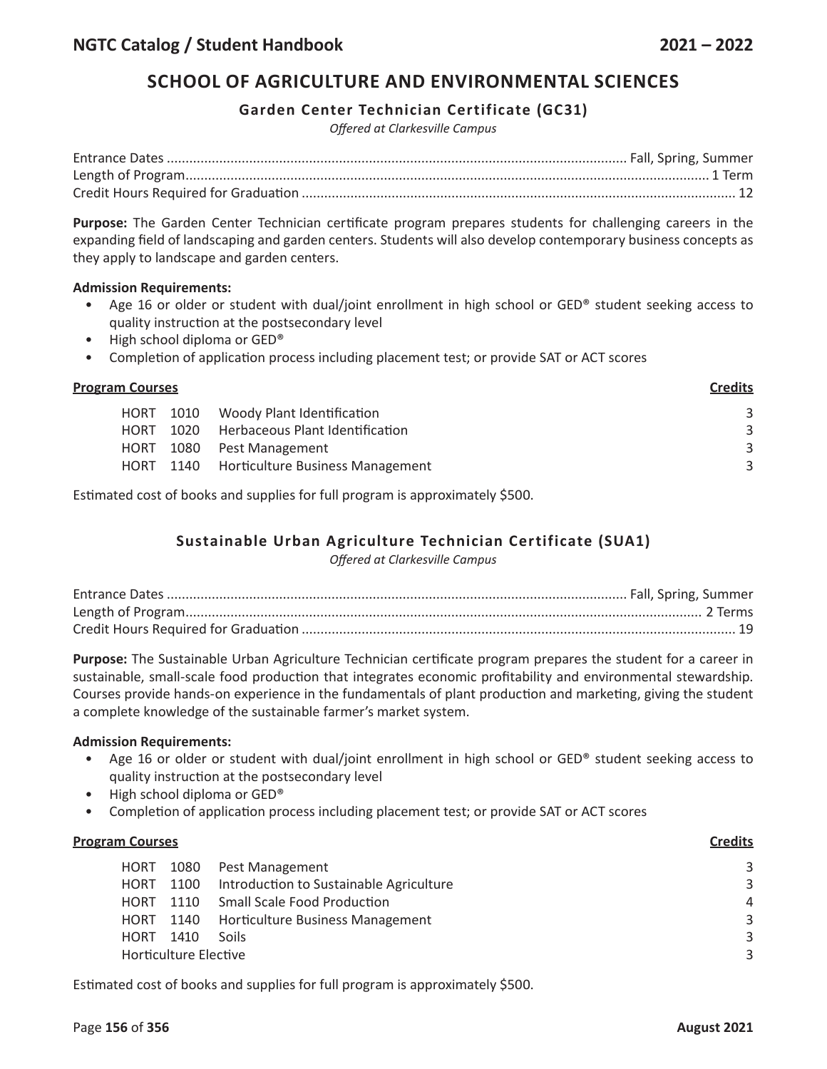# SCHOOL OF AGRICULTURE AND ENVIRONMENTAL SCIENCES

## Garden Center Technician Certificate (GC31)

*Offered at Clarkesville Campus*

Entrance Dates .......... Fall, Spring, Summer
Length of Program .......... 1 Term
Credit Hours Required for Graduation .......... 12

**Purpose:** The Garden Center Technician certificate program prepares students for challenging careers in the expanding field of landscaping and garden centers. Students will also develop contemporary business concepts as they apply to landscape and garden centers.

**Admission Requirements:**

- Age 16 or older or student with dual/joint enrollment in high school or GED® student seeking access to quality instruction at the postsecondary level
- High school diploma or GED®
- Completion of application process including placement test; or provide SAT or ACT scores

| **Program Courses** | | | **Credits** |
|---|---|---|---|
| HORT | 1010 | Woody Plant Identification | 3 |
| HORT | 1020 | Herbaceous Plant Identification | 3 |
| HORT | 1080 | Pest Management | 3 |
| HORT | 1140 | Horticulture Business Management | 3 |

Estimated cost of books and supplies for full program is approximately $500.

## Sustainable Urban Agriculture Technician Certificate (SUA1)

*Offered at Clarkesville Campus*

Entrance Dates .......... Fall, Spring, Summer
Length of Program .......... 2 Terms
Credit Hours Required for Graduation .......... 19

**Purpose:** The Sustainable Urban Agriculture Technician certificate program prepares the student for a career in sustainable, small-scale food production that integrates economic profitability and environmental stewardship. Courses provide hands-on experience in the fundamentals of plant production and marketing, giving the student a complete knowledge of the sustainable farmer's market system.

**Admission Requirements:**

- Age 16 or older or student with dual/joint enrollment in high school or GED® student seeking access to quality instruction at the postsecondary level
- High school diploma or GED®
- Completion of application process including placement test; or provide SAT or ACT scores

| **Program Courses** | | | **Credits** |
|---|---|---|---|
| HORT | 1080 | Pest Management | 3 |
| HORT | 1100 | Introduction to Sustainable Agriculture | 3 |
| HORT | 1110 | Small Scale Food Production | 4 |
| HORT | 1140 | Horticulture Business Management | 3 |
| HORT | 1410 | Soils | 3 |
| Horticulture Elective | | | 3 |

Estimated cost of books and supplies for full program is approximately $500.